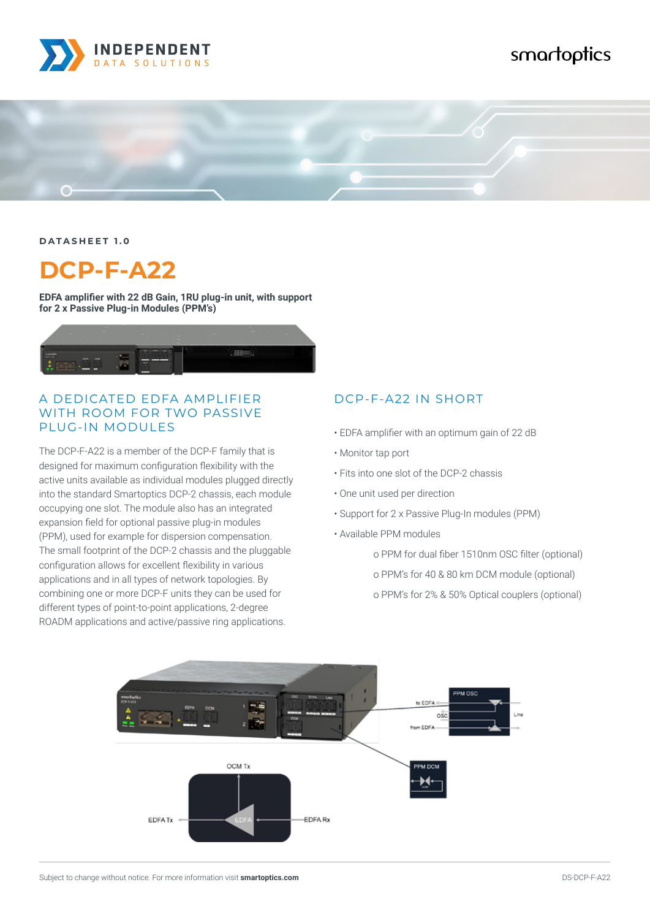DATASHEET 1.0

# DCP-F-A22

**EDFA amplifier with 22 dB Gain, 1RU plug-in unit, with support for 2 x Passive Plug-in Modules (PPM's)**

## A DEDICATED EDFA AMPLIFIER WITH ROOM FOR TWO PASSIVE PLUG-IN MODULES

The DCP-F-A22 is a member of the DCP-F family that is designed for maximum configuration flexibility with the active units available as individual modules plugged directly into the standard Smartoptics DCP-2 chassis, each module occupying one slot. The module also has an integrated expansion field for optional passive plug-in modules (PPM), used for example for dispersion compensation. The small footprint of the DCP-2 chassis and the pluggable configuration allows for excellent flexibility in various applications and in all types of network topologies. By combining one or more DCP-F units they can be used for different types of point-to-point applications, 2-degree ROADM applications and active/passive ring applications.

## DCP-F-A22 IN SHORT

- EDFA amplifier with an optimum gain of 22 dB
- Monitor tap port
- Fits into one slot of the DCP-2 chassis
- One unit used per direction
- Support for 2 x Passive Plug-In modules (PPM)
- Available PPM modules
  - o PPM for dual fiber 1510nm OSC filter (optional)
  - o PPM's for 40 & 80 km DCM module (optional)
  - o PPM's for 2% & 50% Optical couplers (optional)

PPM OSC

to EDFA

OSC

from EDFA

Line

PPM DCM

OCM Tx

EDFA Tx

EDFA

EDFA Rx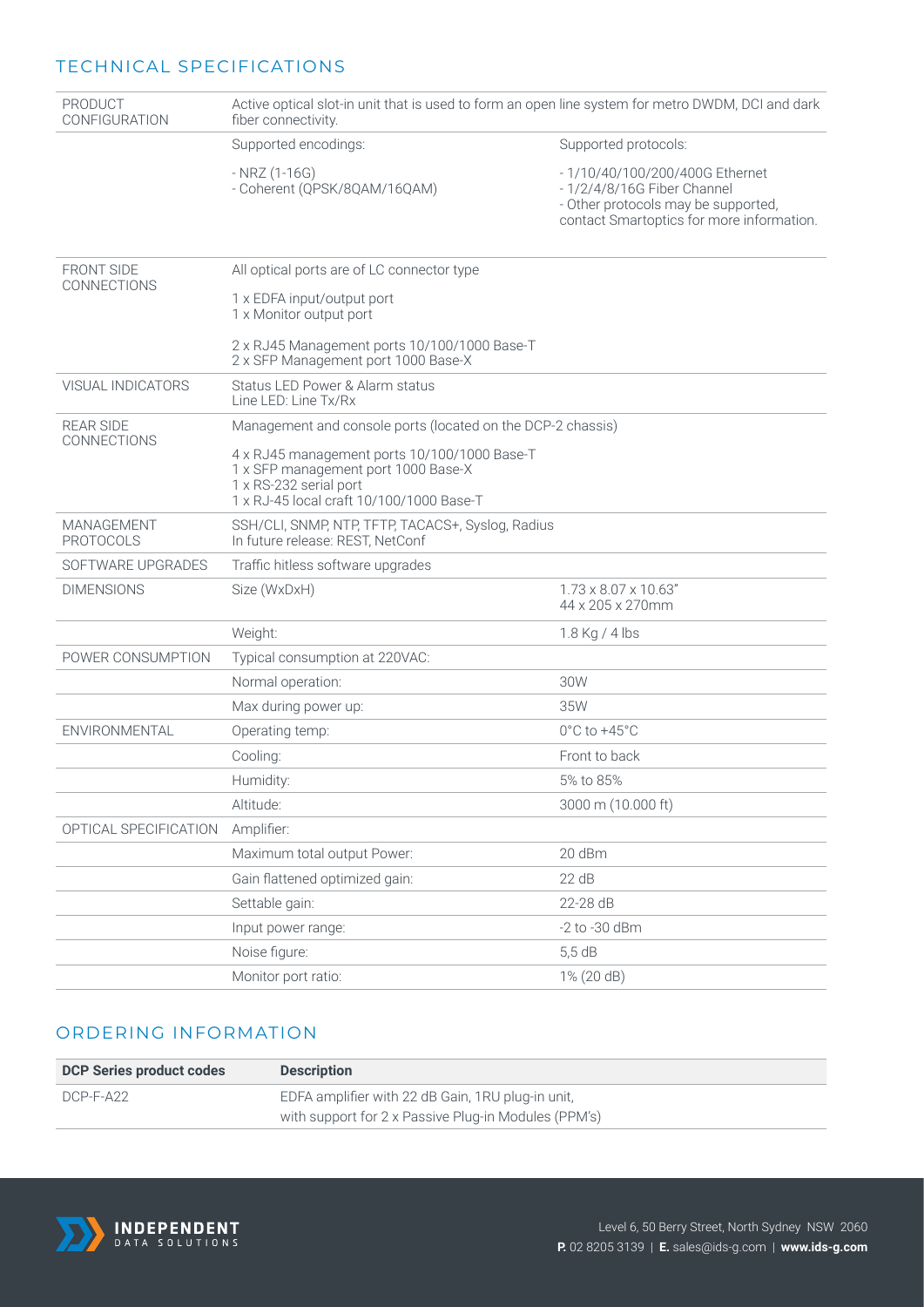## TECHNICAL SPECIFICATIONS

| | | |
|---|---|---|
| PRODUCT CONFIGURATION | Active optical slot-in unit that is used to form an open line system for metro DWDM, DCI and dark fiber connectivity. | |
| | Supported encodings: | Supported protocols: |
| | - NRZ (1-16G)<br>- Coherent (QPSK/8QAM/16QAM) | - 1/10/40/100/200/400G Ethernet<br>- 1/2/4/8/16G Fiber Channel<br>- Other protocols may be supported, contact Smartoptics for more information. |
| FRONT SIDE CONNECTIONS | All optical ports are of LC connector type<br>1 x EDFA input/output port<br>1 x Monitor output port<br>2 x RJ45 Management ports 10/100/1000 Base-T<br>2 x SFP Management port 1000 Base-X | |
| VISUAL INDICATORS | Status LED Power & Alarm status<br>Line LED: Line Tx/Rx | |
| REAR SIDE CONNECTIONS | Management and console ports (located on the DCP-2 chassis)<br>4 x RJ45 management ports 10/100/1000 Base-T<br>1 x SFP management port 1000 Base-X<br>1 x RS-232 serial port<br>1 x RJ-45 local craft 10/100/1000 Base-T | |
| MANAGEMENT PROTOCOLS | SSH/CLI, SNMP, NTP, TFTP, TACACS+, Syslog, Radius<br>In future release: REST, NetConf | |
| SOFTWARE UPGRADES | Traffic hitless software upgrades | |
| DIMENSIONS | Size (WxDxH) | 1.73 x 8.07 x 10.63"<br>44 x 205 x 270mm |
| | Weight: | 1.8 Kg / 4 lbs |
| POWER CONSUMPTION | Typical consumption at 220VAC: | |
| | Normal operation: | 30W |
| | Max during power up: | 35W |
| ENVIRONMENTAL | Operating temp: | 0°C to +45°C |
| | Cooling: | Front to back |
| | Humidity: | 5% to 85% |
| | Altitude: | 3000 m (10.000 ft) |
| OPTICAL SPECIFICATION | Amplifier: | |
| | Maximum total output Power: | 20 dBm |
| | Gain flattened optimized gain: | 22 dB |
| | Settable gain: | 22-28 dB |
| | Input power range: | -2 to -30 dBm |
| | Noise figure: | 5,5 dB |
| | Monitor port ratio: | 1% (20 dB) |

## ORDERING INFORMATION

| DCP Series product codes | Description |
|---|---|
| DCP-F-A22 | EDFA amplifier with 22 dB Gain, 1RU plug-in unit, with support for 2 x Passive Plug-in Modules (PPM's) |

INDEPENDENT DATA SOLUTIONS

Level 6, 50 Berry Street, North Sydney NSW 2060
**P.** 02 8205 3139 | **E.** sales@ids-g.com | **www.ids-g.com**